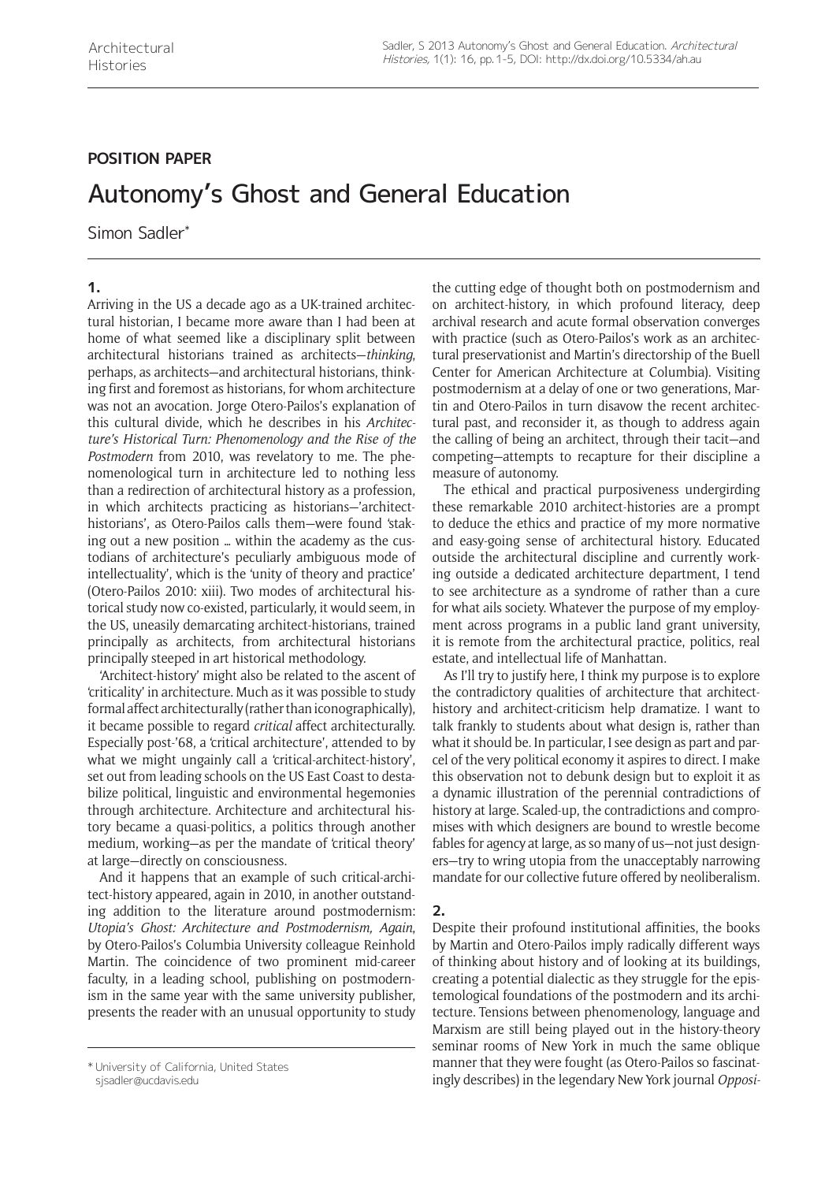**POSITION PAPER**

# Autonomy's Ghost and General Education

Simon Sadler*

## 1.

Arriving in the US a decade ago as a UK-trained architectural historian, I became more aware than I had been at home of what seemed like a disciplinary split between architectural historians trained as architects—*thinking*, perhaps, as architects—and architectural historians, thinking first and foremost as historians, for whom architecture was not an avocation. Jorge Otero-Pailos's explanation of this cultural divide, which he describes in his *Architecture's Historical Turn: Phenomenology and the Rise of the Postmodern* from 2010, was revelatory to me. The phenomenological turn in architecture led to nothing less than a redirection of architectural history as a profession, in which architects practicing as historians—'architect-historians', as Otero-Pailos calls them—were found 'staking out a new position … within the academy as the custodians of architecture's peculiarly ambiguous mode of intellectuality', which is the 'unity of theory and practice' (Otero-Pailos 2010: xiii). Two modes of architectural historical study now co-existed, particularly, it would seem, in the US, uneasily demarcating architect-historians, trained principally as architects, from architectural historians principally steeped in art historical methodology.

'Architect-history' might also be related to the ascent of 'criticality' in architecture. Much as it was possible to study formal affect architecturally (rather than iconographically), it became possible to regard *critical* affect architecturally. Especially post-'68, a 'critical architecture', attended to by what we might ungainly call a 'critical-architect-history', set out from leading schools on the US East Coast to destabilize political, linguistic and environmental hegemonies through architecture. Architecture and architectural history became a quasi-politics, a politics through another medium, working—as per the mandate of 'critical theory' at large—directly on consciousness.

And it happens that an example of such critical-architect-history appeared, again in 2010, in another outstanding addition to the literature around postmodernism: *Utopia's Ghost: Architecture and Postmodernism, Again*, by Otero-Pailos's Columbia University colleague Reinhold Martin. The coincidence of two prominent mid-career faculty, in a leading school, publishing on postmodernism in the same year with the same university publisher, presents the reader with an unusual opportunity to study the cutting edge of thought both on postmodernism and on architect-history, in which profound literacy, deep archival research and acute formal observation converges with practice (such as Otero-Pailos's work as an architectural preservationist and Martin's directorship of the Buell Center for American Architecture at Columbia). Visiting postmodernism at a delay of one or two generations, Martin and Otero-Pailos in turn disavow the recent architectural past, and reconsider it, as though to address again the calling of being an architect, through their tacit—and competing—attempts to recapture for their discipline a measure of autonomy.

The ethical and practical purposiveness undergirding these remarkable 2010 architect-histories are a prompt to deduce the ethics and practice of my more normative and easy-going sense of architectural history. Educated outside the architectural discipline and currently working outside a dedicated architecture department, I tend to see architecture as a syndrome of rather than a cure for what ails society. Whatever the purpose of my employment across programs in a public land grant university, it is remote from the architectural practice, politics, real estate, and intellectual life of Manhattan.

As I'll try to justify here, I think my purpose is to explore the contradictory qualities of architecture that architect-history and architect-criticism help dramatize. I want to talk frankly to students about what design is, rather than what it should be. In particular, I see design as part and parcel of the very political economy it aspires to direct. I make this observation not to debunk design but to exploit it as a dynamic illustration of the perennial contradictions of history at large. Scaled-up, the contradictions and compromises with which designers are bound to wrestle become fables for agency at large, as so many of us—not just designers—try to wring utopia from the unacceptably narrowing mandate for our collective future offered by neoliberalism.

## 2.

Despite their profound institutional affinities, the books by Martin and Otero-Pailos imply radically different ways of thinking about history and of looking at its buildings, creating a potential dialectic as they struggle for the epistemological foundations of the postmodern and its architecture. Tensions between phenomenology, language and Marxism are still being played out in the history-theory seminar rooms of New York in much the same oblique manner that they were fought (as Otero-Pailos so fascinatingly describes) in the legendary New York journal *Opposi-*

\* University of California, United States
sjsadler@ucdavis.edu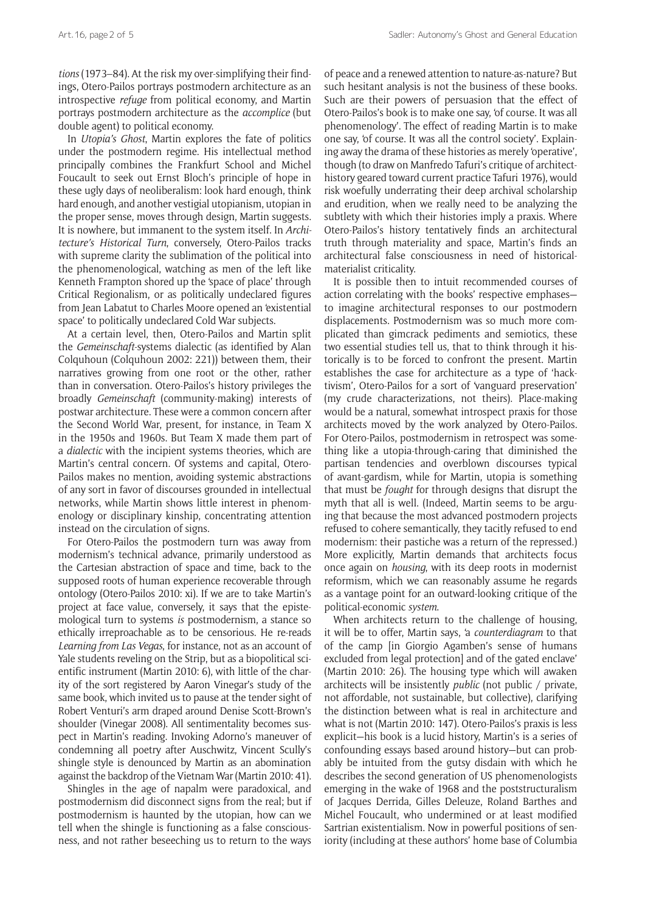*tions* (1973–84). At the risk my over-simplifying their findings, Otero-Pailos portrays postmodern architecture as an introspective *refuge* from political economy, and Martin portrays postmodern architecture as the *accomplice* (but double agent) to political economy.

In *Utopia's Ghost*, Martin explores the fate of politics under the postmodern regime. His intellectual method principally combines the Frankfurt School and Michel Foucault to seek out Ernst Bloch's principle of hope in these ugly days of neoliberalism: look hard enough, think hard enough, and another vestigial utopianism, utopian in the proper sense, moves through design, Martin suggests. It is nowhere, but immanent to the system itself. In *Architecture's Historical Turn*, conversely, Otero-Pailos tracks with supreme clarity the sublimation of the political into the phenomenological, watching as men of the left like Kenneth Frampton shored up the 'space of place' through Critical Regionalism, or as politically undeclared figures from Jean Labatut to Charles Moore opened an 'existential space' to politically undeclared Cold War subjects.

At a certain level, then, Otero-Pailos and Martin split the *Gemeinschaft*-systems dialectic (as identified by Alan Colquhoun (Colquhoun 2002: 221)) between them, their narratives growing from one root or the other, rather than in conversation. Otero-Pailos's history privileges the broadly *Gemeinschaft* (community-making) interests of postwar architecture. These were a common concern after the Second World War, present, for instance, in Team X in the 1950s and 1960s. But Team X made them part of a *dialectic* with the incipient systems theories, which are Martin's central concern. Of systems and capital, Otero-Pailos makes no mention, avoiding systemic abstractions of any sort in favor of discourses grounded in intellectual networks, while Martin shows little interest in phenomenology or disciplinary kinship, concentrating attention instead on the circulation of signs.

For Otero-Pailos the postmodern turn was away from modernism's technical advance, primarily understood as the Cartesian abstraction of space and time, back to the supposed roots of human experience recoverable through ontology (Otero-Pailos 2010: xi). If we are to take Martin's project at face value, conversely, it says that the epistemological turn to systems *is* postmodernism, a stance so ethically irreproachable as to be censorious. He re-reads *Learning from Las Vegas*, for instance, not as an account of Yale students reveling on the Strip, but as a biopolitical scientific instrument (Martin 2010: 6), with little of the charity of the sort registered by Aaron Vinegar's study of the same book, which invited us to pause at the tender sight of Robert Venturi's arm draped around Denise Scott-Brown's shoulder (Vinegar 2008). All sentimentality becomes suspect in Martin's reading. Invoking Adorno's maneuver of condemning all poetry after Auschwitz, Vincent Scully's shingle style is denounced by Martin as an abomination against the backdrop of the Vietnam War (Martin 2010: 41).

Shingles in the age of napalm were paradoxical, and postmodernism did disconnect signs from the real; but if postmodernism is haunted by the utopian, how can we tell when the shingle is functioning as a false consciousness, and not rather beseeching us to return to the ways of peace and a renewed attention to nature-as-nature? But such hesitant analysis is not the business of these books. Such are their powers of persuasion that the effect of Otero-Pailos's book is to make one say, 'of course. It was all phenomenology'. The effect of reading Martin is to make one say, 'of course. It was all the control society'. Explaining away the drama of these histories as merely 'operative', though (to draw on Manfredo Tafuri's critique of architect-history geared toward current practice Tafuri 1976), would risk woefully underrating their deep archival scholarship and erudition, when we really need to be analyzing the subtlety with which their histories imply a praxis. Where Otero-Pailos's history tentatively finds an architectural truth through materiality and space, Martin's finds an architectural false consciousness in need of historical-materialist criticality.

It is possible then to intuit recommended courses of action correlating with the books' respective emphases—to imagine architectural responses to our postmodern displacements. Postmodernism was so much more complicated than gimcrack pediments and semiotics, these two essential studies tell us, that to think through it historically is to be forced to confront the present. Martin establishes the case for architecture as a type of 'hacktivism', Otero-Pailos for a sort of 'vanguard preservation' (my crude characterizations, not theirs). Place-making would be a natural, somewhat introspect praxis for those architects moved by the work analyzed by Otero-Pailos. For Otero-Pailos, postmodernism in retrospect was something like a utopia-through-caring that diminished the partisan tendencies and overblown discourses typical of avant-gardism, while for Martin, utopia is something that must be *fought* for through designs that disrupt the myth that all is well. (Indeed, Martin seems to be arguing that because the most advanced postmodern projects refused to cohere semantically, they tacitly refused to end modernism: their pastiche was a return of the repressed.) More explicitly, Martin demands that architects focus once again on *housing*, with its deep roots in modernist reformism, which we can reasonably assume he regards as a vantage point for an outward-looking critique of the political-economic *system*.

When architects return to the challenge of housing, it will be to offer, Martin says, 'a *counterdiagram* to that of the camp [in Giorgio Agamben's sense of humans excluded from legal protection] and of the gated enclave' (Martin 2010: 26). The housing type which will awaken architects will be insistently *public* (not public / private, not affordable, not sustainable, but collective), clarifying the distinction between what is real in architecture and what is not (Martin 2010: 147). Otero-Pailos's praxis is less explicit—his book is a lucid history, Martin's is a series of confounding essays based around history—but can probably be intuited from the gutsy disdain with which he describes the second generation of US phenomenologists emerging in the wake of 1968 and the poststructuralism of Jacques Derrida, Gilles Deleuze, Roland Barthes and Michel Foucault, who undermined or at least modified Sartrian existentialism. Now in powerful positions of seniority (including at these authors' home base of Columbia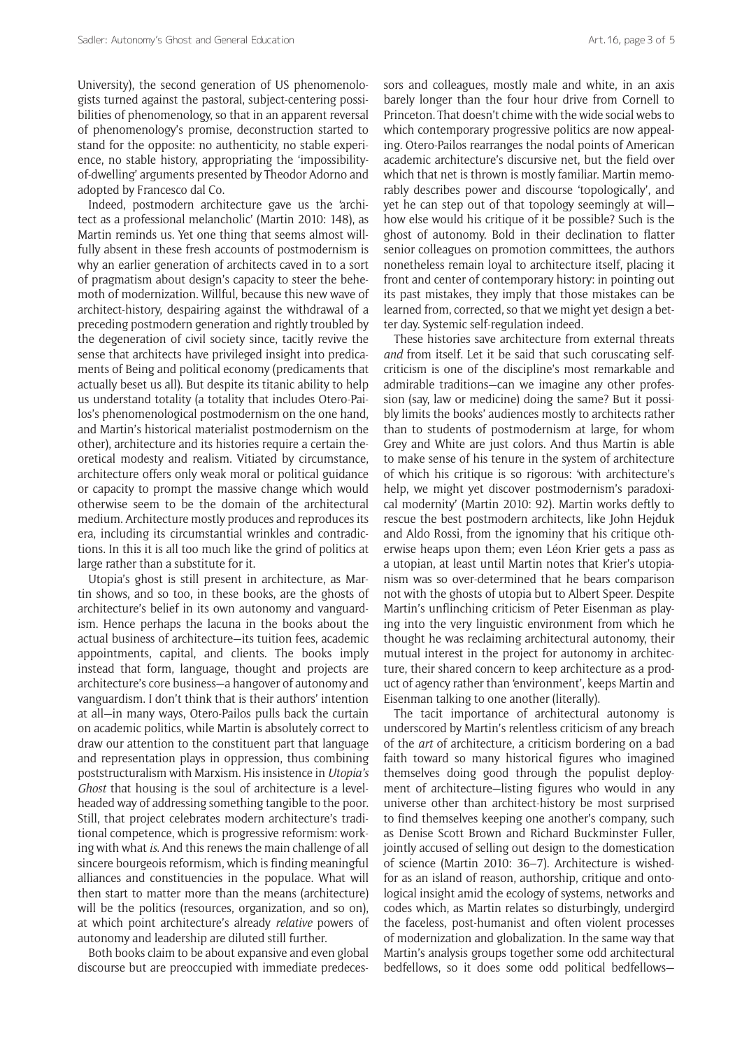University), the second generation of US phenomenologists turned against the pastoral, subject-centering possibilities of phenomenology, so that in an apparent reversal of phenomenology's promise, deconstruction started to stand for the opposite: no authenticity, no stable experience, no stable history, appropriating the 'impossibility-of-dwelling' arguments presented by Theodor Adorno and adopted by Francesco dal Co.

Indeed, postmodern architecture gave us the 'architect as a professional melancholic' (Martin 2010: 148), as Martin reminds us. Yet one thing that seems almost willfully absent in these fresh accounts of postmodernism is why an earlier generation of architects caved in to a sort of pragmatism about design's capacity to steer the behemoth of modernization. Willful, because this new wave of architect-history, despairing against the withdrawal of a preceding postmodern generation and rightly troubled by the degeneration of civil society since, tacitly revive the sense that architects have privileged insight into predicaments of Being and political economy (predicaments that actually beset us all). But despite its titanic ability to help us understand totality (a totality that includes Otero-Pailos's phenomenological postmodernism on the one hand, and Martin's historical materialist postmodernism on the other), architecture and its histories require a certain theoretical modesty and realism. Vitiated by circumstance, architecture offers only weak moral or political guidance or capacity to prompt the massive change which would otherwise seem to be the domain of the architectural medium. Architecture mostly produces and reproduces its era, including its circumstantial wrinkles and contradictions. In this it is all too much like the grind of politics at large rather than a substitute for it.

Utopia's ghost is still present in architecture, as Martin shows, and so too, in these books, are the ghosts of architecture's belief in its own autonomy and vanguardism. Hence perhaps the lacuna in the books about the actual business of architecture—its tuition fees, academic appointments, capital, and clients. The books imply instead that form, language, thought and projects are architecture's core business—a hangover of autonomy and vanguardism. I don't think that is their authors' intention at all—in many ways, Otero-Pailos pulls back the curtain on academic politics, while Martin is absolutely correct to draw our attention to the constituent part that language and representation plays in oppression, thus combining poststructuralism with Marxism. His insistence in *Utopia's Ghost* that housing is the soul of architecture is a level-headed way of addressing something tangible to the poor. Still, that project celebrates modern architecture's traditional competence, which is progressive reformism: working with what *is*. And this renews the main challenge of all sincere bourgeois reformism, which is finding meaningful alliances and constituencies in the populace. What will then start to matter more than the means (architecture) will be the politics (resources, organization, and so on), at which point architecture's already *relative* powers of autonomy and leadership are diluted still further.

Both books claim to be about expansive and even global discourse but are preoccupied with immediate predecessors and colleagues, mostly male and white, in an axis barely longer than the four hour drive from Cornell to Princeton. That doesn't chime with the wide social webs to which contemporary progressive politics are now appealing. Otero-Pailos rearranges the nodal points of American academic architecture's discursive net, but the field over which that net is thrown is mostly familiar. Martin memorably describes power and discourse 'topologically', and yet he can step out of that topology seemingly at will—how else would his critique of it be possible? Such is the ghost of autonomy. Bold in their declination to flatter senior colleagues on promotion committees, the authors nonetheless remain loyal to architecture itself, placing it front and center of contemporary history: in pointing out its past mistakes, they imply that those mistakes can be learned from, corrected, so that we might yet design a better day. Systemic self-regulation indeed.

These histories save architecture from external threats *and* from itself. Let it be said that such coruscating self-criticism is one of the discipline's most remarkable and admirable traditions—can we imagine any other profession (say, law or medicine) doing the same? But it possibly limits the books' audiences mostly to architects rather than to students of postmodernism at large, for whom Grey and White are just colors. And thus Martin is able to make sense of his tenure in the system of architecture of which his critique is so rigorous: 'with architecture's help, we might yet discover postmodernism's paradoxical modernity' (Martin 2010: 92). Martin works deftly to rescue the best postmodern architects, like John Hejduk and Aldo Rossi, from the ignominy that his critique otherwise heaps upon them; even Léon Krier gets a pass as a utopian, at least until Martin notes that Krier's utopianism was so over-determined that he bears comparison not with the ghosts of utopia but to Albert Speer. Despite Martin's unflinching criticism of Peter Eisenman as playing into the very linguistic environment from which he thought he was reclaiming architectural autonomy, their mutual interest in the project for autonomy in architecture, their shared concern to keep architecture as a product of agency rather than 'environment', keeps Martin and Eisenman talking to one another (literally).

The tacit importance of architectural autonomy is underscored by Martin's relentless criticism of any breach of the *art* of architecture, a criticism bordering on a bad faith toward so many historical figures who imagined themselves doing good through the populist deployment of architecture—listing figures who would in any universe other than architect-history be most surprised to find themselves keeping one another's company, such as Denise Scott Brown and Richard Buckminster Fuller, jointly accused of selling out design to the domestication of science (Martin 2010: 36–7). Architecture is wished-for as an island of reason, authorship, critique and ontological insight amid the ecology of systems, networks and codes which, as Martin relates so disturbingly, undergird the faceless, post-humanist and often violent processes of modernization and globalization. In the same way that Martin's analysis groups together some odd architectural bedfellows, so it does some odd political bedfellows—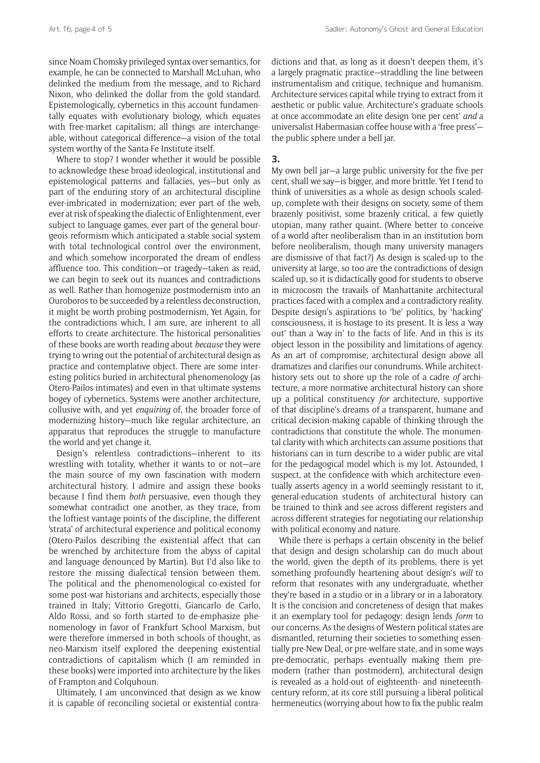since Noam Chomsky privileged syntax over semantics, for example, he can be connected to Marshall McLuhan, who delinked the medium from the message, and to Richard Nixon, who delinked the dollar from the gold standard. Epistemologically, cybernetics in this account fundamentally equates with evolutionary biology, which equates with free-market capitalism; all things are interchangeable, without categorical difference—a vision of the total system worthy of the Santa Fe Institute itself.

Where to stop? I wonder whether it would be possible to acknowledge these broad ideological, institutional and epistemological patterns and fallacies, yes—but only as part of the enduring story of an architectural discipline ever-imbricated in modernization; ever part of the web, ever at risk of speaking the dialectic of Enlightenment, ever subject to language games, ever part of the general bourgeois reformism which anticipated a stable social system with total technological control over the environment, and which somehow incorporated the dream of endless affluence too. This condition—or tragedy—taken as read, we can begin to seek out its nuances and contradictions as well. Rather than homogenize postmodernism into an Ouroboros to be succeeded by a relentless deconstruction, it might be worth probing postmodernism, Yet Again, for the contradictions which, I am sure, are inherent to all efforts to create architecture. The historical personalities of these books are worth reading about *because* they were trying to wring out the potential of architectural design as practice and contemplative object. There are some interesting politics buried in architectural phenomenology (as Otero-Pailos intimates) and even in that ultimate systems bogey of cybernetics. Systems were another architecture, collusive with, and yet *enquiring* of, the broader force of modernizing history—much like regular architecture, an apparatus that reproduces the struggle to manufacture the world and yet change it.

Design's relentless contradictions—inherent to its wrestling with totality, whether it wants to or not—are the main source of my own fascination with modern architectural history. I admire and assign these books because I find them *both* persuasive, even though they somewhat contradict one another, as they trace, from the loftiest vantage points of the discipline, the different 'strata' of architectural experience and political economy (Otero-Pailos describing the existential affect that can be wrenched by architecture from the abyss of capital and language denounced by Martin). But I'd also like to restore the missing dialectical tension between them. The political and the phenomenological co-existed for some post-war historians and architects, especially those trained in Italy; Vittorio Gregotti, Giancarlo de Carlo, Aldo Rossi, and so forth started to de-emphasize phenomenology in favor of Frankfurt School Marxism, but were therefore immersed in both schools of thought, as neo-Marxism itself explored the deepening existential contradictions of capitalism which (I am reminded in these books) were imported into architecture by the likes of Frampton and Colquhoun.

Ultimately, I am unconvinced that design as we know it is capable of reconciling societal or existential contradictions and that, as long as it doesn't deepen them, it's a largely pragmatic practice—straddling the line between instrumentalism and critique, technique and humanism. Architecture services capital while trying to extract from it aesthetic or public value. Architecture's graduate schools at once accommodate an elite design 'one per cent' *and* a universalist Habermasian coffee house with a 'free press'—the public sphere under a bell jar.

## 3.

My own bell jar—a large public university for the five per cent, shall we say—is bigger, and more brittle. Yet I tend to think of universities as a whole as design schools scaled-up, complete with their designs on society, some of them brazenly positivist, some brazenly critical, a few quietly utopian, many rather quaint. (Where better to conceive of a world after neoliberalism than in an institution born before neoliberalism, though many university managers are dismissive of that fact?) As design is scaled-up to the university at large, so too are the contradictions of design scaled up, so it is didactically good for students to observe in microcosm the travails of Manhattanite architectural practices faced with a complex and a contradictory reality. Despite design's aspirations to 'be' politics, by 'hacking' consciousness, it is hostage to its present. It is less a 'way out' than a 'way in' to the facts of life. And in this is its object lesson in the possibility and limitations of agency. As an art of compromise, architectural design above all dramatizes and clarifies our conundrums. While architect-history sets out to shore up the role of a cadre *of* architecture, a more normative architectural history can shore up a political constituency *for* architecture, supportive of that discipline's dreams of a transparent, humane and critical decision-making capable of thinking through the contradictions that constitute the whole. The monumental clarity with which architects can assume positions that historians can in turn describe to a wider public are vital for the pedagogical model which is my lot. Astounded, I suspect, at the confidence with which architecture eventually asserts agency in a world seemingly resistant to it, general-education students of architectural history can be trained to think and see across different registers and across different strategies for negotiating our relationship with political economy and nature.

While there is perhaps a certain obscenity in the belief that design and design scholarship can do much about the world, given the depth of its problems, there is yet something profoundly heartening about design's *will* to reform that resonates with any undergraduate, whether they're based in a studio or in a library or in a laboratory. It is the concision and concreteness of design that makes it an exemplary tool for pedagogy: design lends *form* to our concerns. As the designs of Western political states are dismantled, returning their societies to something essentially pre-New Deal, or pre-welfare state, and in some ways pre-democratic, perhaps eventually making them premodern (rather than postmodern), architectural design is revealed as a hold-out of eighteenth- and nineteenth-century reform, at its core still pursuing a liberal political hermeneutics (worrying about how to fix the public realm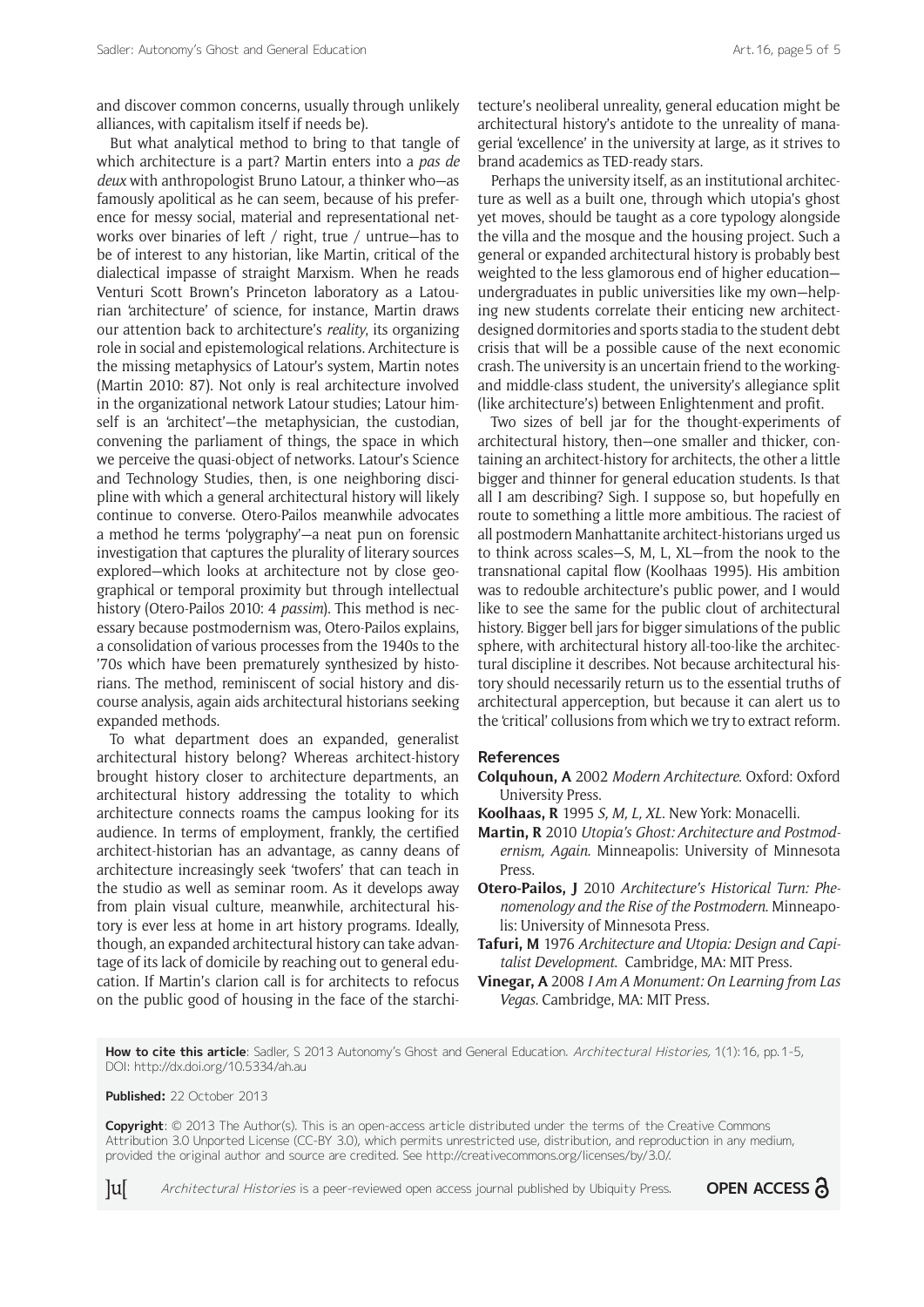and discover common concerns, usually through unlikely alliances, with capitalism itself if needs be).

But what analytical method to bring to that tangle of which architecture is a part? Martin enters into a *pas de deux* with anthropologist Bruno Latour, a thinker who—as famously apolitical as he can seem, because of his preference for messy social, material and representational networks over binaries of left / right, true / untrue—has to be of interest to any historian, like Martin, critical of the dialectical impasse of straight Marxism. When he reads Venturi Scott Brown's Princeton laboratory as a Latourian 'architecture' of science, for instance, Martin draws our attention back to architecture's *reality*, its organizing role in social and epistemological relations. Architecture is the missing metaphysics of Latour's system, Martin notes (Martin 2010: 87). Not only is real architecture involved in the organizational network Latour studies; Latour himself is an 'architect'—the metaphysician, the custodian, convening the parliament of things, the space in which we perceive the quasi-object of networks. Latour's Science and Technology Studies, then, is one neighboring discipline with which a general architectural history will likely continue to converse. Otero-Pailos meanwhile advocates a method he terms 'polygraphy'—a neat pun on forensic investigation that captures the plurality of literary sources explored—which looks at architecture not by close geographical or temporal proximity but through intellectual history (Otero-Pailos 2010: 4 *passim*). This method is necessary because postmodernism was, Otero-Pailos explains, a consolidation of various processes from the 1940s to the '70s which have been prematurely synthesized by historians. The method, reminiscent of social history and discourse analysis, again aids architectural historians seeking expanded methods.

To what department does an expanded, generalist architectural history belong? Whereas architect-history brought history closer to architecture departments, an architectural history addressing the totality to which architecture connects roams the campus looking for its audience. In terms of employment, frankly, the certified architect-historian has an advantage, as canny deans of architecture increasingly seek 'twofers' that can teach in the studio as well as seminar room. As it develops away from plain visual culture, meanwhile, architectural history is ever less at home in art history programs. Ideally, though, an expanded architectural history can take advantage of its lack of domicile by reaching out to general education. If Martin's clarion call is for architects to refocus on the public good of housing in the face of the starchitecture's neoliberal unreality, general education might be architectural history's antidote to the unreality of managerial 'excellence' in the university at large, as it strives to brand academics as TED-ready stars.

Perhaps the university itself, as an institutional architecture as well as a built one, through which utopia's ghost yet moves, should be taught as a core typology alongside the villa and the mosque and the housing project. Such a general or expanded architectural history is probably best weighted to the less glamorous end of higher education—undergraduates in public universities like my own—helping new students correlate their enticing new architect-designed dormitories and sports stadia to the student debt crisis that will be a possible cause of the next economic crash. The university is an uncertain friend to the working- and middle-class student, the university's allegiance split (like architecture's) between Enlightenment and profit.

Two sizes of bell jar for the thought-experiments of architectural history, then—one smaller and thicker, containing an architect-history for architects, the other a little bigger and thinner for general education students. Is that all I am describing? Sigh. I suppose so, but hopefully en route to something a little more ambitious. The raciest of all postmodern Manhattanite architect-historians urged us to think across scales—S, M, L, XL—from the nook to the transnational capital flow (Koolhaas 1995). His ambition was to redouble architecture's public power, and I would like to see the same for the public clout of architectural history. Bigger bell jars for bigger simulations of the public sphere, with architectural history all-too-like the architectural discipline it describes. Not because architectural history should necessarily return us to the essential truths of architectural apperception, but because it can alert us to the 'critical' collusions from which we try to extract reform.

## References

**Colquhoun, A** 2002 *Modern Architecture*. Oxford: Oxford University Press.

**Koolhaas, R** 1995 *S, M, L, XL*. New York: Monacelli.

**Martin, R** 2010 *Utopia's Ghost: Architecture and Postmodernism, Again*. Minneapolis: University of Minnesota Press.

**Otero-Pailos, J** 2010 *Architecture's Historical Turn: Phenomenology and the Rise of the Postmodern*. Minneapolis: University of Minnesota Press.

**Tafuri, M** 1976 *Architecture and Utopia: Design and Capitalist Development*. Cambridge, MA: MIT Press.

**Vinegar, A** 2008 *I Am A Monument: On Learning from Las Vegas*. Cambridge, MA: MIT Press.

**How to cite this article**: Sadler, S 2013 Autonomy's Ghost and General Education. *Architectural Histories*, 1(1): 16, pp. 1-5, DOI: http://dx.doi.org/10.5334/ah.au

**Published:** 22 October 2013

**Copyright**: © 2013 The Author(s). This is an open-access article distributed under the terms of the Creative Commons Attribution 3.0 Unported License (CC-BY 3.0), which permits unrestricted use, distribution, and reproduction in any medium, provided the original author and source are credited. See http://creativecommons.org/licenses/by/3.0/.

*Architectural Histories* is a peer-reviewed open access journal published by Ubiquity Press. **OPEN ACCESS**